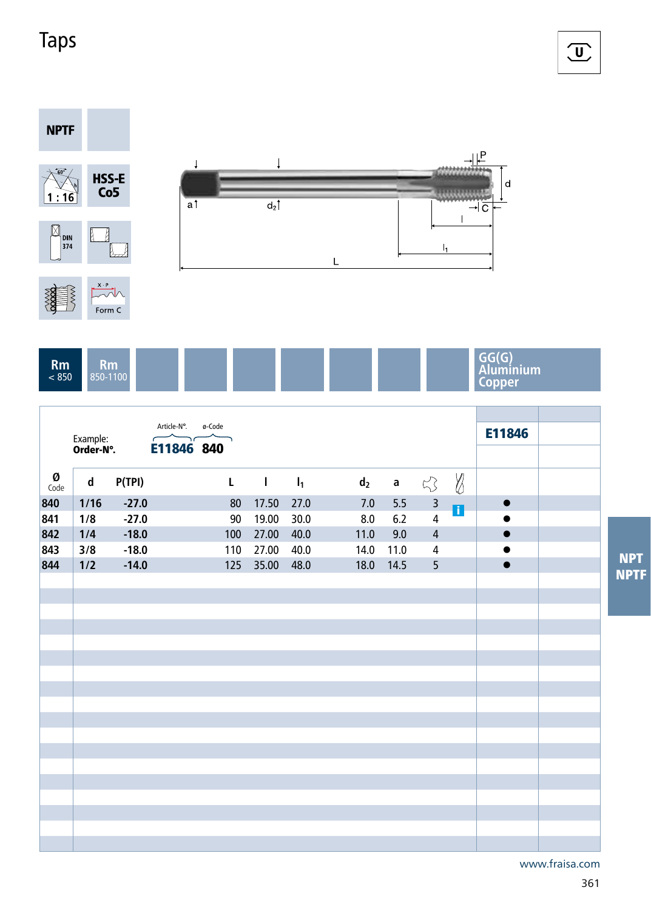# Taps

**NPTF**

1 : 16

**HSS-E Co5**

DIN 374

Form C

| Rm < 850 | Rm 850-1100 | | | | | | | | GG(G) Aluminium Copper |
|---|---|---|---|---|---|---|---|---|---|

Example: **Order-N°.** Article-N°. **E11846** ø-Code **840**

| Ø Code | d | P(TPI) | L | l | $l_1$ | $d_2$ | a | | | E11846 |
|---|---|---|---|---|---|---|---|---|---|---|
| 840 | 1/16 | -27.0 | 80 | 17.50 | 27.0 | 7.0 | 5.5 | 3 | i | ● |
| 841 | 1/8 | -27.0 | 90 | 19.00 | 30.0 | 8.0 | 6.2 | 4 | | ● |
| 842 | 1/4 | -18.0 | 100 | 27.00 | 40.0 | 11.0 | 9.0 | 4 | | ● |
| 843 | 3/8 | -18.0 | 110 | 27.00 | 40.0 | 14.0 | 11.0 | 4 | | ● |
| 844 | 1/2 | -14.0 | 125 | 35.00 | 48.0 | 18.0 | 14.5 | 5 | | ● |

**NPT NPTF**

www.fraisa.com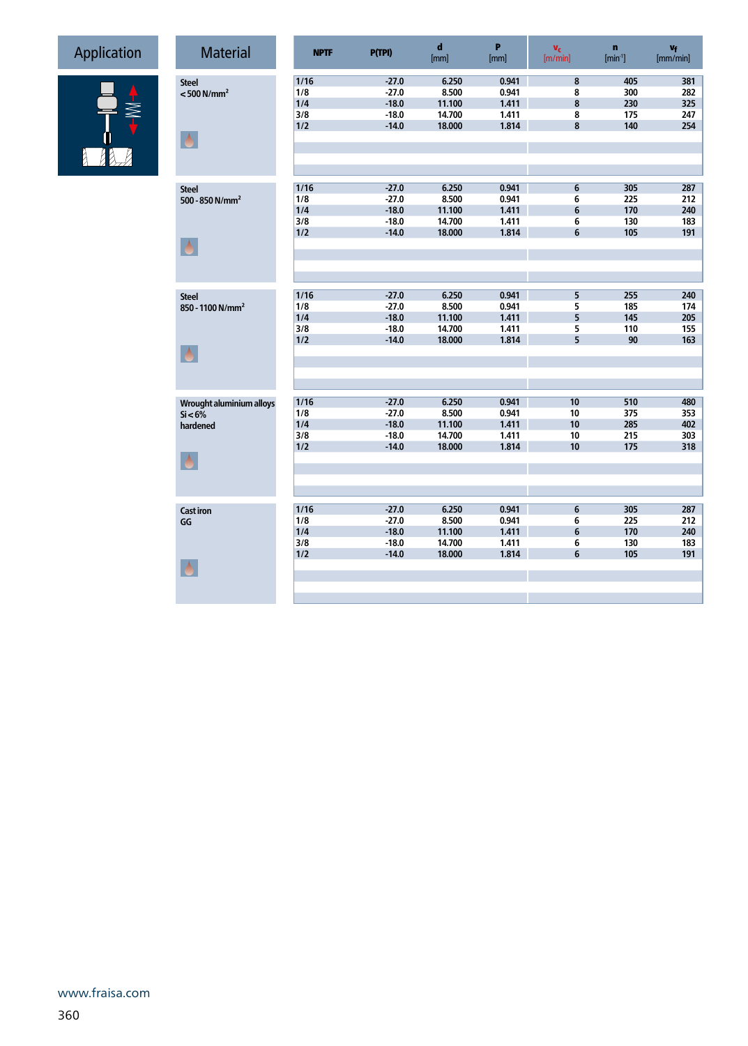| Application | Material | NPTF | P(TPI) | d [mm] | P [mm] | $v_c$ [m/min] | n [min⁻¹] | $v_f$ [mm/min] |
|---|---|---|---|---|---|---|---|---|
| | Steel < 500 N/mm² | 1/16 | -27.0 | 6.250 | 0.941 | 8 | 405 | 381 |
| | | 1/8 | -27.0 | 8.500 | 0.941 | 8 | 300 | 282 |
| | | 1/4 | -18.0 | 11.100 | 1.411 | 8 | 230 | 325 |
| | | 3/8 | -18.0 | 14.700 | 1.411 | 8 | 175 | 247 |
| | | 1/2 | -14.0 | 18.000 | 1.814 | 8 | 140 | 254 |
| | Steel 500 - 850 N/mm² | 1/16 | -27.0 | 6.250 | 0.941 | 6 | 305 | 287 |
| | | 1/8 | -27.0 | 8.500 | 0.941 | 6 | 225 | 212 |
| | | 1/4 | -18.0 | 11.100 | 1.411 | 6 | 170 | 240 |
| | | 3/8 | -18.0 | 14.700 | 1.411 | 6 | 130 | 183 |
| | | 1/2 | -14.0 | 18.000 | 1.814 | 6 | 105 | 191 |
| | Steel 850 - 1100 N/mm² | 1/16 | -27.0 | 6.250 | 0.941 | 5 | 255 | 240 |
| | | 1/8 | -27.0 | 8.500 | 0.941 | 5 | 185 | 174 |
| | | 1/4 | -18.0 | 11.100 | 1.411 | 5 | 145 | 205 |
| | | 3/8 | -18.0 | 14.700 | 1.411 | 5 | 110 | 155 |
| | | 1/2 | -14.0 | 18.000 | 1.814 | 5 | 90 | 163 |
| | Wrought aluminium alloys Si < 6% hardened | 1/16 | -27.0 | 6.250 | 0.941 | 10 | 510 | 480 |
| | | 1/8 | -27.0 | 8.500 | 0.941 | 10 | 375 | 353 |
| | | 1/4 | -18.0 | 11.100 | 1.411 | 10 | 285 | 402 |
| | | 3/8 | -18.0 | 14.700 | 1.411 | 10 | 215 | 303 |
| | | 1/2 | -14.0 | 18.000 | 1.814 | 10 | 175 | 318 |
| | Cast iron GG | 1/16 | -27.0 | 6.250 | 0.941 | 6 | 305 | 287 |
| | | 1/8 | -27.0 | 8.500 | 0.941 | 6 | 225 | 212 |
| | | 1/4 | -18.0 | 11.100 | 1.411 | 6 | 170 | 240 |
| | | 3/8 | -18.0 | 14.700 | 1.411 | 6 | 130 | 183 |
| | | 1/2 | -14.0 | 18.000 | 1.814 | 6 | 105 | 191 |

www.fraisa.com